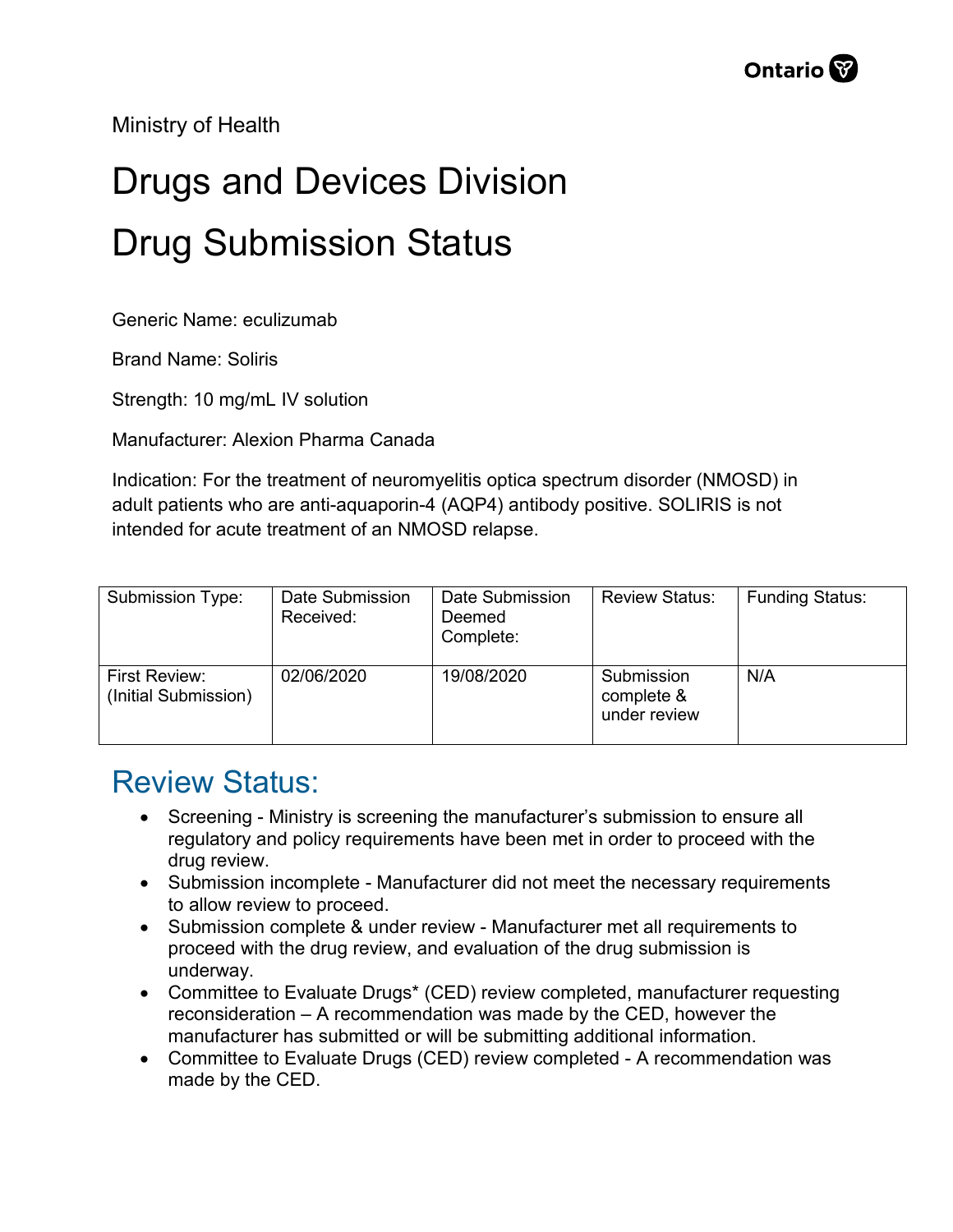Ministry of Health

# Drugs and Devices Division

# Drug Submission Status

Generic Name: eculizumab

Brand Name: Soliris

Strength: 10 mg/mL IV solution

Manufacturer: Alexion Pharma Canada

Indication: For the treatment of neuromyelitis optica spectrum disorder (NMOSD) in adult patients who are anti-aquaporin-4 (AQP4) antibody positive. SOLIRIS is not intended for acute treatment of an NMOSD relapse.

| Submission Type: | Date Submission Received: | Date Submission Deemed Complete: | Review Status: | Funding Status: |
|---|---|---|---|---|
| First Review: (Initial Submission) | 02/06/2020 | 19/08/2020 | Submission complete & under review | N/A |

## Review Status:

- Screening - Ministry is screening the manufacturer's submission to ensure all regulatory and policy requirements have been met in order to proceed with the drug review.
- Submission incomplete - Manufacturer did not meet the necessary requirements to allow review to proceed.
- Submission complete & under review - Manufacturer met all requirements to proceed with the drug review, and evaluation of the drug submission is underway.
- Committee to Evaluate Drugs* (CED) review completed, manufacturer requesting reconsideration – A recommendation was made by the CED, however the manufacturer has submitted or will be submitting additional information.
- Committee to Evaluate Drugs (CED) review completed - A recommendation was made by the CED.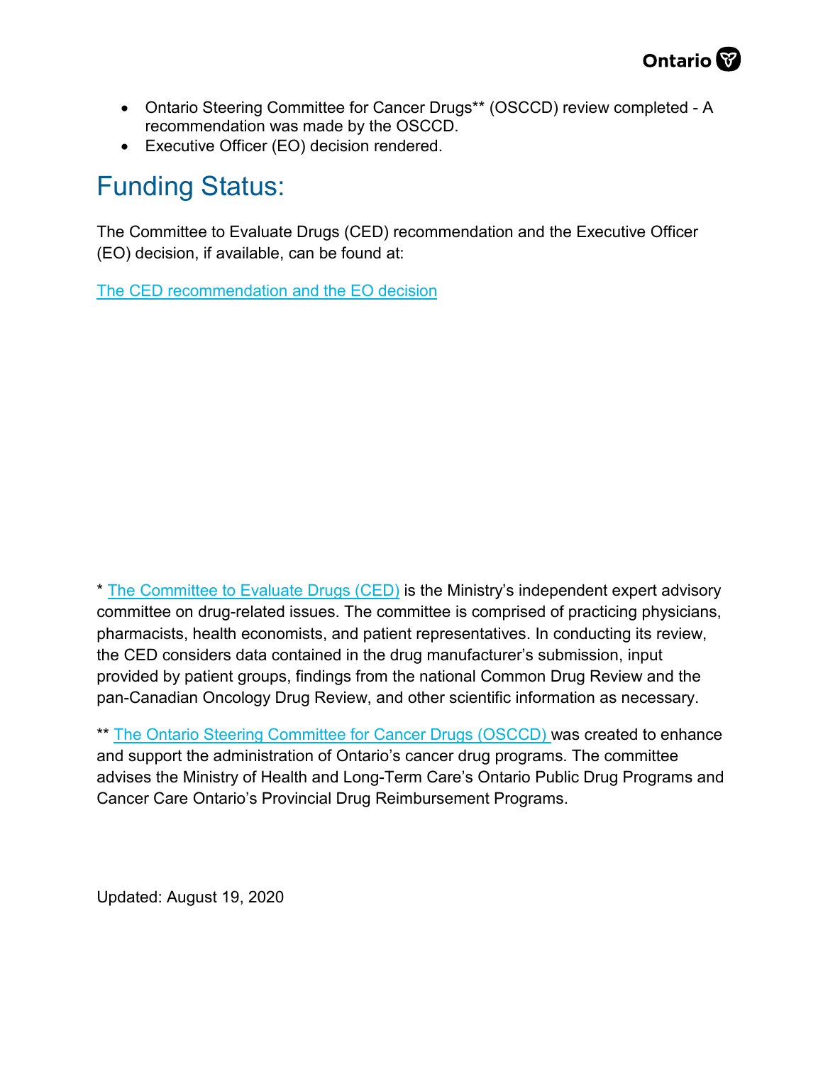- Ontario Steering Committee for Cancer Drugs** (OSCCD) review completed - A recommendation was made by the OSCCD.
- Executive Officer (EO) decision rendered.

# Funding Status:

The Committee to Evaluate Drugs (CED) recommendation and the Executive Officer (EO) decision, if available, can be found at:

[The CED recommendation and the EO decision]

* [The Committee to Evaluate Drugs (CED)] is the Ministry's independent expert advisory committee on drug-related issues. The committee is comprised of practicing physicians, pharmacists, health economists, and patient representatives. In conducting its review, the CED considers data contained in the drug manufacturer's submission, input provided by patient groups, findings from the national Common Drug Review and the pan-Canadian Oncology Drug Review, and other scientific information as necessary.

** [The Ontario Steering Committee for Cancer Drugs (OSCCD)] was created to enhance and support the administration of Ontario's cancer drug programs. The committee advises the Ministry of Health and Long-Term Care's Ontario Public Drug Programs and Cancer Care Ontario's Provincial Drug Reimbursement Programs.

Updated: August 19, 2020